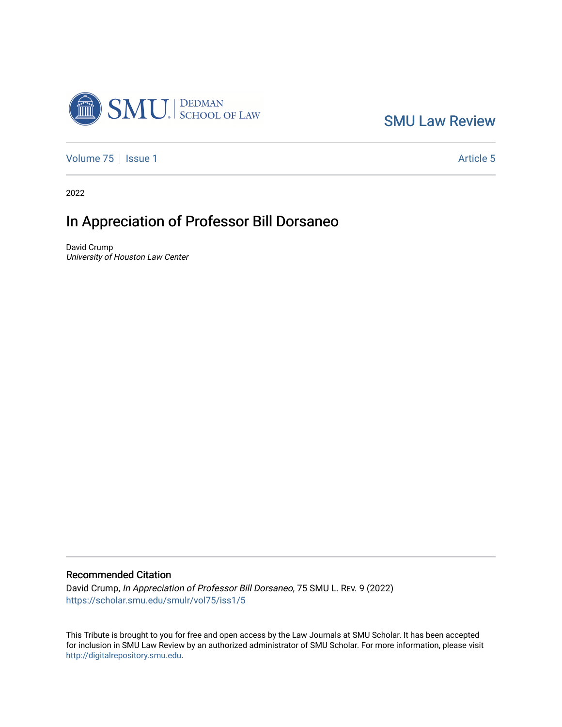SMU Law Review

Volume 75 | Issue 1 | Article 5

2022

# In Appreciation of Professor Bill Dorsaneo

David Crump
*University of Houston Law Center*

## Recommended Citation

David Crump, *In Appreciation of Professor Bill Dorsaneo*, 75 SMU L. Rev. 9 (2022)
https://scholar.smu.edu/smulr/vol75/iss1/5

This Tribute is brought to you for free and open access by the Law Journals at SMU Scholar. It has been accepted for inclusion in SMU Law Review by an authorized administrator of SMU Scholar. For more information, please visit http://digitalrepository.smu.edu.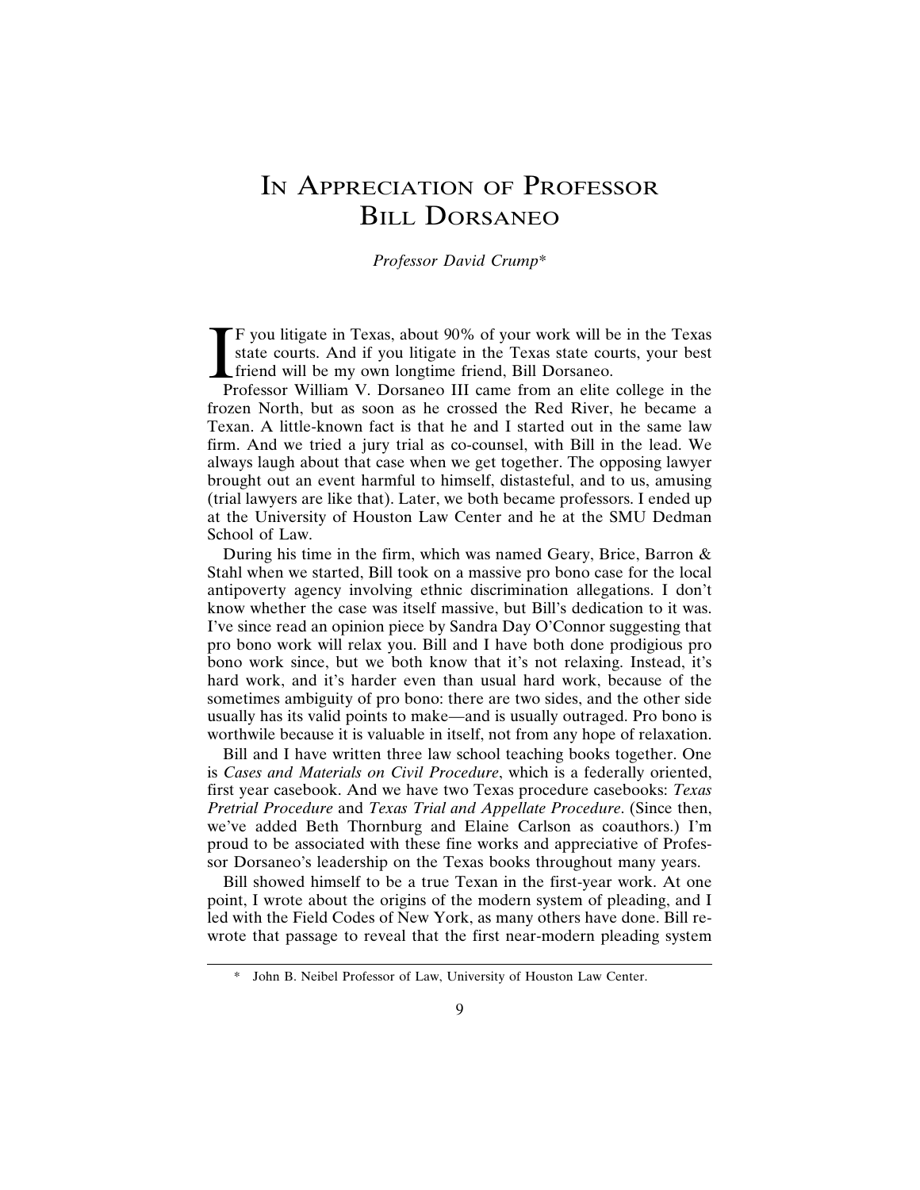# In Appreciation of Professor Bill Dorsaneo

*Professor David Crump**

If you litigate in Texas, about 90% of your work will be in the Texas state courts. And if you litigate in the Texas state courts, your best friend will be my own longtime friend, Bill Dorsaneo.

Professor William V. Dorsaneo III came from an elite college in the frozen North, but as soon as he crossed the Red River, he became a Texan. A little-known fact is that he and I started out in the same law firm. And we tried a jury trial as co-counsel, with Bill in the lead. We always laugh about that case when we get together. The opposing lawyer brought out an event harmful to himself, distasteful, and to us, amusing (trial lawyers are like that). Later, we both became professors. I ended up at the University of Houston Law Center and he at the SMU Dedman School of Law.

During his time in the firm, which was named Geary, Brice, Barron & Stahl when we started, Bill took on a massive pro bono case for the local antipoverty agency involving ethnic discrimination allegations. I don't know whether the case was itself massive, but Bill's dedication to it was. I've since read an opinion piece by Sandra Day O'Connor suggesting that pro bono work will relax you. Bill and I have both done prodigious pro bono work since, but we both know that it's not relaxing. Instead, it's hard work, and it's harder even than usual hard work, because of the sometimes ambiguity of pro bono: there are two sides, and the other side usually has its valid points to make—and is usually outraged. Pro bono is worthwile because it is valuable in itself, not from any hope of relaxation.

Bill and I have written three law school teaching books together. One is *Cases and Materials on Civil Procedure*, which is a federally oriented, first year casebook. And we have two Texas procedure casebooks: *Texas Pretrial Procedure* and *Texas Trial and Appellate Procedure*. (Since then, we've added Beth Thornburg and Elaine Carlson as coauthors.) I'm proud to be associated with these fine works and appreciative of Professor Dorsaneo's leadership on the Texas books throughout many years.

Bill showed himself to be a true Texan in the first-year work. At one point, I wrote about the origins of the modern system of pleading, and I led with the Field Codes of New York, as many others have done. Bill re-wrote that passage to reveal that the first near-modern pleading system

---

\* John B. Neibel Professor of Law, University of Houston Law Center.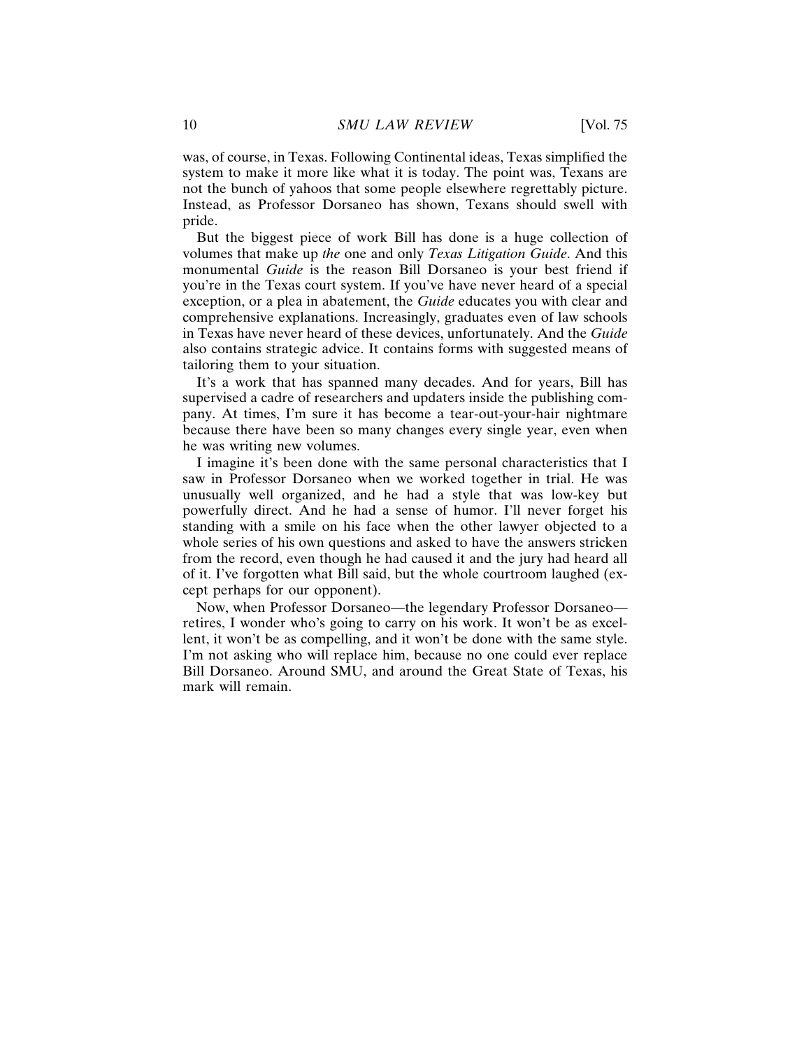was, of course, in Texas. Following Continental ideas, Texas simplified the system to make it more like what it is today. The point was, Texans are not the bunch of yahoos that some people elsewhere regrettably picture. Instead, as Professor Dorsaneo has shown, Texans should swell with pride.

But the biggest piece of work Bill has done is a huge collection of volumes that make up *the* one and only *Texas Litigation Guide*. And this monumental *Guide* is the reason Bill Dorsaneo is your best friend if you're in the Texas court system. If you've have never heard of a special exception, or a plea in abatement, the *Guide* educates you with clear and comprehensive explanations. Increasingly, graduates even of law schools in Texas have never heard of these devices, unfortunately. And the *Guide* also contains strategic advice. It contains forms with suggested means of tailoring them to your situation.

It's a work that has spanned many decades. And for years, Bill has supervised a cadre of researchers and updaters inside the publishing company. At times, I'm sure it has become a tear-out-your-hair nightmare because there have been so many changes every single year, even when he was writing new volumes.

I imagine it's been done with the same personal characteristics that I saw in Professor Dorsaneo when we worked together in trial. He was unusually well organized, and he had a style that was low-key but powerfully direct. And he had a sense of humor. I'll never forget his standing with a smile on his face when the other lawyer objected to a whole series of his own questions and asked to have the answers stricken from the record, even though he had caused it and the jury had heard all of it. I've forgotten what Bill said, but the whole courtroom laughed (except perhaps for our opponent).

Now, when Professor Dorsaneo—the legendary Professor Dorsaneo—retires, I wonder who's going to carry on his work. It won't be as excellent, it won't be as compelling, and it won't be done with the same style. I'm not asking who will replace him, because no one could ever replace Bill Dorsaneo. Around SMU, and around the Great State of Texas, his mark will remain.